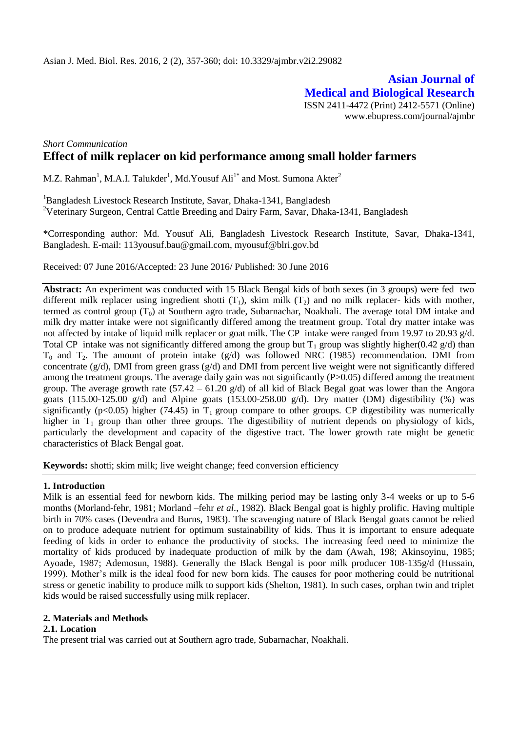# Asian Journal of Medical and Biological Research

ISSN 2411-4472 (Print) 2412-5571 (Online)
www.ebupress.com/journal/ajmbr

*Short Communication*

## Effect of milk replacer on kid performance among small holder farmers

M.Z. Rahman[1], M.A.I. Talukder[1], Md.Yousuf Ali[1*] and Most. Sumona Akter[2]

[1]Bangladesh Livestock Research Institute, Savar, Dhaka-1341, Bangladesh
[2]Veterinary Surgeon, Central Cattle Breeding and Dairy Farm, Savar, Dhaka-1341, Bangladesh

*Corresponding author: Md. Yousuf Ali, Bangladesh Livestock Research Institute, Savar, Dhaka-1341, Bangladesh. E-mail: 113yousuf.bau@gmail.com, myousuf@blri.gov.bd

Received: 07 June 2016/Accepted: 23 June 2016/ Published: 30 June 2016

**Abstract:** An experiment was conducted with 15 Black Bengal kids of both sexes (in 3 groups) were fed two different milk replacer using ingredient shotti ($T_1$), skim milk ($T_2$) and no milk replacer- kids with mother, termed as control group ($T_0$) at Southern agro trade, Subarnachar, Noakhali. The average total DM intake and milk dry matter intake were not significantly differed among the treatment group. Total dry matter intake was not affected by intake of liquid milk replacer or goat milk. The CP intake were ranged from 19.97 to 20.93 g/d. Total CP intake was not significantly differed among the group but $T_1$ group was slightly higher(0.42 g/d) than $T_0$ and $T_2$. The amount of protein intake (g/d) was followed NRC (1985) recommendation. DMI from concentrate (g/d), DMI from green grass (g/d) and DMI from percent live weight were not significantly differed among the treatment groups. The average daily gain was not significantly ($P>0.05$) differed among the treatment group. The average growth rate (57.42 – 61.20 g/d) of all kid of Black Begal goat was lower than the Angora goats (115.00-125.00 g/d) and Alpine goats (153.00-258.00 g/d). Dry matter (DM) digestibility (%) was significantly ($p<0.05$) higher (74.45) in $T_1$ group compare to other groups. CP digestibility was numerically higher in $T_1$ group than other three groups. The digestibility of nutrient depends on physiology of kids, particularly the development and capacity of the digestive tract. The lower growth rate might be genetic characteristics of Black Bengal goat.

**Keywords:** shotti; skim milk; live weight change; feed conversion efficiency

## 1. Introduction

Milk is an essential feed for newborn kids. The milking period may be lasting only 3-4 weeks or up to 5-6 months (Morland-fehr, 1981; Morland –fehr *et al.*, 1982). Black Bengal goat is highly prolific. Having multiple birth in 70% cases (Devendra and Burns, 1983). The scavenging nature of Black Bengal goats cannot be relied on to produce adequate nutrient for optimum sustainability of kids. Thus it is important to ensure adequate feeding of kids in order to enhance the productivity of stocks. The increasing feed need to minimize the mortality of kids produced by inadequate production of milk by the dam (Awah, 198; Akinsoyinu, 1985; Ayoade, 1987; Ademosun, 1988). Generally the Black Bengal is poor milk producer 108-135g/d (Hussain, 1999). Mother's milk is the ideal food for new born kids. The causes for poor mothering could be nutritional stress or genetic inability to produce milk to support kids (Shelton, 1981). In such cases, orphan twin and triplet kids would be raised successfully using milk replacer.

## 2. Materials and Methods

### 2.1. Location

The present trial was carried out at Southern agro trade, Subarnachar, Noakhali.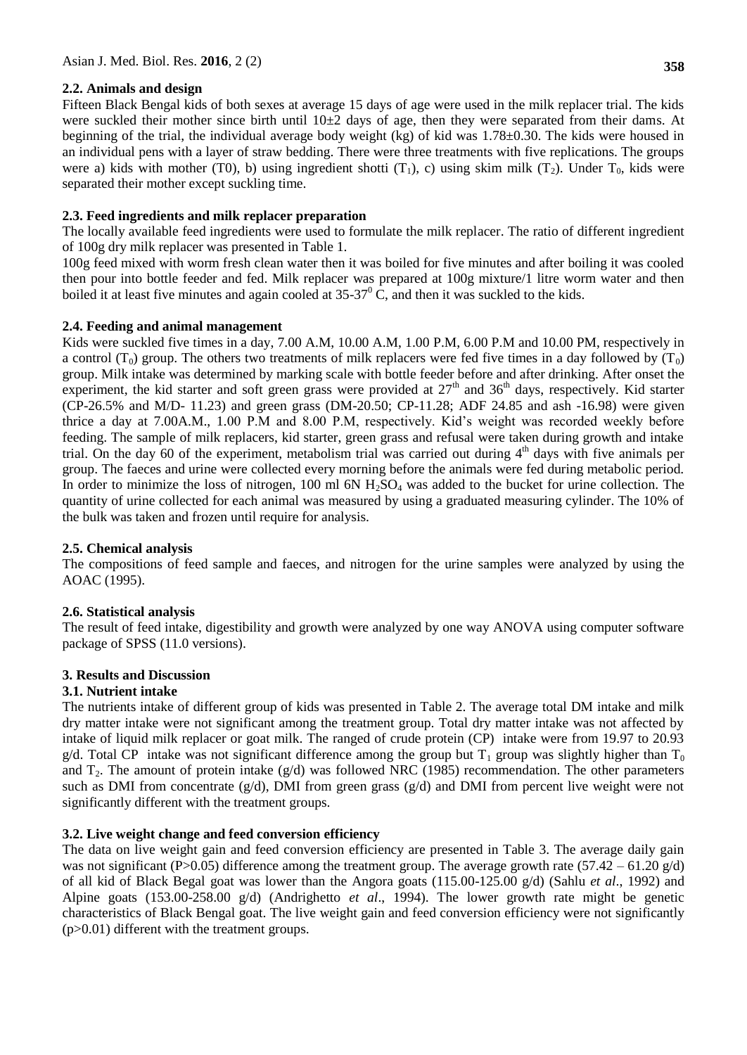### 2.2. Animals and design

Fifteen Black Bengal kids of both sexes at average 15 days of age were used in the milk replacer trial. The kids were suckled their mother since birth until 10±2 days of age, then they were separated from their dams. At beginning of the trial, the individual average body weight (kg) of kid was 1.78±0.30. The kids were housed in an individual pens with a layer of straw bedding. There were three treatments with five replications. The groups were a) kids with mother (T0), b) using ingredient shotti ($T_1$), c) using skim milk ($T_2$). Under $T_0$, kids were separated their mother except suckling time.

### 2.3. Feed ingredients and milk replacer preparation

The locally available feed ingredients were used to formulate the milk replacer. The ratio of different ingredient of 100g dry milk replacer was presented in Table 1.

100g feed mixed with worm fresh clean water then it was boiled for five minutes and after boiling it was cooled then pour into bottle feeder and fed. Milk replacer was prepared at 100g mixture/1 litre worm water and then boiled it at least five minutes and again cooled at 35-37$^0$ C, and then it was suckled to the kids.

### 2.4. Feeding and animal management

Kids were suckled five times in a day, 7.00 A.M, 10.00 A.M, 1.00 P.M, 6.00 P.M and 10.00 PM, respectively in a control ($T_0$) group. The others two treatments of milk replacers were fed five times in a day followed by ($T_0$) group. Milk intake was determined by marking scale with bottle feeder before and after drinking. After onset the experiment, the kid starter and soft green grass were provided at 27$^{th}$ and 36$^{th}$ days, respectively. Kid starter (CP-26.5% and M/D- 11.23) and green grass (DM-20.50; CP-11.28; ADF 24.85 and ash -16.98) were given thrice a day at 7.00A.M., 1.00 P.M and 8.00 P.M, respectively. Kid's weight was recorded weekly before feeding. The sample of milk replacers, kid starter, green grass and refusal were taken during growth and intake trial. On the day 60 of the experiment, metabolism trial was carried out during 4$^{th}$ days with five animals per group. The faeces and urine were collected every morning before the animals were fed during metabolic period. In order to minimize the loss of nitrogen, 100 ml 6N $H_2SO_4$ was added to the bucket for urine collection. The quantity of urine collected for each animal was measured by using a graduated measuring cylinder. The 10% of the bulk was taken and frozen until require for analysis.

### 2.5. Chemical analysis

The compositions of feed sample and faeces, and nitrogen for the urine samples were analyzed by using the AOAC (1995).

### 2.6. Statistical analysis

The result of feed intake, digestibility and growth were analyzed by one way ANOVA using computer software package of SPSS (11.0 versions).

## 3. Results and Discussion

### 3.1. Nutrient intake

The nutrients intake of different group of kids was presented in Table 2. The average total DM intake and milk dry matter intake were not significant among the treatment group. Total dry matter intake was not affected by intake of liquid milk replacer or goat milk. The ranged of crude protein (CP) intake were from 19.97 to 20.93 g/d. Total CP intake was not significant difference among the group but $T_1$ group was slightly higher than $T_0$ and $T_2$. The amount of protein intake (g/d) was followed NRC (1985) recommendation. The other parameters such as DMI from concentrate (g/d), DMI from green grass (g/d) and DMI from percent live weight were not significantly different with the treatment groups.

### 3.2. Live weight change and feed conversion efficiency

The data on live weight gain and feed conversion efficiency are presented in Table 3. The average daily gain was not significant ($P>0.05$) difference among the treatment group. The average growth rate (57.42 – 61.20 g/d) of all kid of Black Begal goat was lower than the Angora goats (115.00-125.00 g/d) (Sahlu *et al*., 1992) and Alpine goats (153.00-258.00 g/d) (Andrighetto *et al*., 1994). The lower growth rate might be genetic characteristics of Black Bengal goat. The live weight gain and feed conversion efficiency were not significantly ($p>0.01$) different with the treatment groups.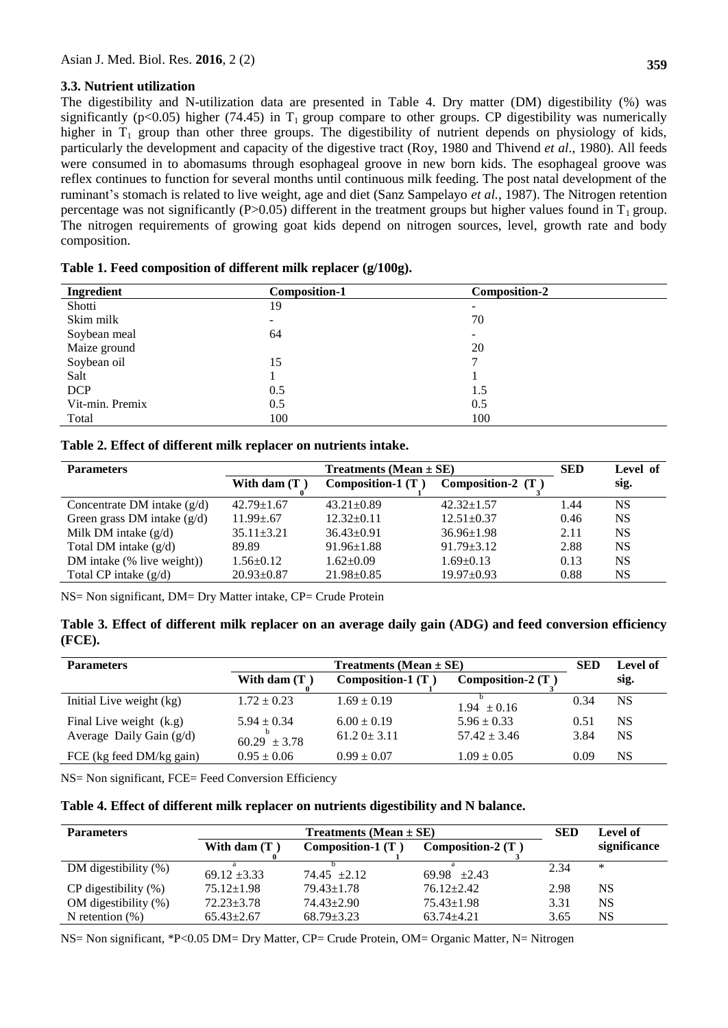### 3.3. Nutrient utilization

The digestibility and N-utilization data are presented in Table 4. Dry matter (DM) digestibility (%) was significantly ($p<0.05$) higher (74.45) in $T_1$ group compare to other groups. CP digestibility was numerically higher in $T_1$ group than other three groups. The digestibility of nutrient depends on physiology of kids, particularly the development and capacity of the digestive tract (Roy, 1980 and Thivend *et al*., 1980). All feeds were consumed in to abomasums through esophageal groove in new born kids. The esophageal groove was reflex continues to function for several months until continuous milk feeding. The post natal development of the ruminant's stomach is related to live weight, age and diet (Sanz Sampelayo *et al.*, 1987). The Nitrogen retention percentage was not significantly ($P>0.05$) different in the treatment groups but higher values found in $T_1$ group. The nitrogen requirements of growing goat kids depend on nitrogen sources, level, growth rate and body composition.

**Table 1. Feed composition of different milk replacer (g/100g).**

| Ingredient | Composition-1 | Composition-2 |
|---|---|---|
| Shotti | 19 | - |
| Skim milk | - | 70 |
| Soybean meal | 64 | - |
| Maize ground | | 20 |
| Soybean oil | 15 | 7 |
| Salt | 1 | 1 |
| DCP | 0.5 | 1.5 |
| Vit-min. Premix | 0.5 | 0.5 |
| Total | 100 | 100 |

**Table 2. Effect of different milk replacer on nutrients intake.**

| Parameters | Treatments (Mean ± SE) | | | SED | Level of sig. |
|---|---|---|---|---|---|
| | With dam ($T_0$) | Composition-1 ($T_1$) | Composition-2 ($T_3$) | | |
| Concentrate DM intake (g/d) | 42.79±1.67 | 43.21±0.89 | 42.32±1.57 | 1.44 | NS |
| Green grass DM intake (g/d) | 11.99±.67 | 12.32±0.11 | 12.51±0.37 | 0.46 | NS |
| Milk DM intake (g/d) | 35.11±3.21 | 36.43±0.91 | 36.96±1.98 | 2.11 | NS |
| Total DM intake (g/d) | 89.89 | 91.96±1.88 | 91.79±3.12 | 2.88 | NS |
| DM intake (% live weight)) | 1.56±0.12 | 1.62±0.09 | 1.69±0.13 | 0.13 | NS |
| Total CP intake (g/d) | 20.93±0.87 | 21.98±0.85 | 19.97±0.93 | 0.88 | NS |

NS= Non significant, DM= Dry Matter intake, CP= Crude Protein

**Table 3. Effect of different milk replacer on an average daily gain (ADG) and feed conversion efficiency (FCE).**

| Parameters | Treatments (Mean ± SE) | | | SED | Level of sig. |
|---|---|---|---|---|---|
| | With dam ($T_0$) | Composition-1 ($T_1$) | Composition-2 ($T_3$) | | |
| Initial Live weight (kg) | 1.72 ± 0.23 | 1.69 ± 0.19 | 1.94 ± 0.16 [b] | 0.34 | NS |
| Final Live weight (k.g) | 5.94 ± 0.34 | 6.00 ± 0.19 | 5.96 ± 0.33 | 0.51 | NS |
| Average Daily Gain (g/d) | 60.29 ± 3.78 [b] | 61.2 0± 3.11 | 57.42 ± 3.46 | 3.84 | NS |
| FCE (kg feed DM/kg gain) | 0.95 ± 0.06 | 0.99 ± 0.07 | 1.09 ± 0.05 | 0.09 | NS |

NS= Non significant, FCE= Feed Conversion Efficiency

**Table 4. Effect of different milk replacer on nutrients digestibility and N balance.**

| Parameters | Treatments (Mean ± SE) | | | SED | Level of significance |
|---|---|---|---|---|---|
| | With dam ($T_0$) | Composition-1 ($T_1$) | Composition-2 ($T_3$) | | |
| DM digestibility (%) | 69.12 ±3.33 [a] | 74.45 ±2.12 [b] | 69.98 ±2.43 [a] | 2.34 | * |
| CP digestibility (%) | 75.12±1.98 | 79.43±1.78 | 76.12±2.42 | 2.98 | NS |
| OM digestibility (%) | 72.23±3.78 | 74.43±2.90 | 75.43±1.98 | 3.31 | NS |
| N retention (%) | 65.43±2.67 | 68.79±3.23 | 63.74±4.21 | 3.65 | NS |

NS= Non significant, *$P<0.05$ DM= Dry Matter, CP= Crude Protein, OM= Organic Matter, N= Nitrogen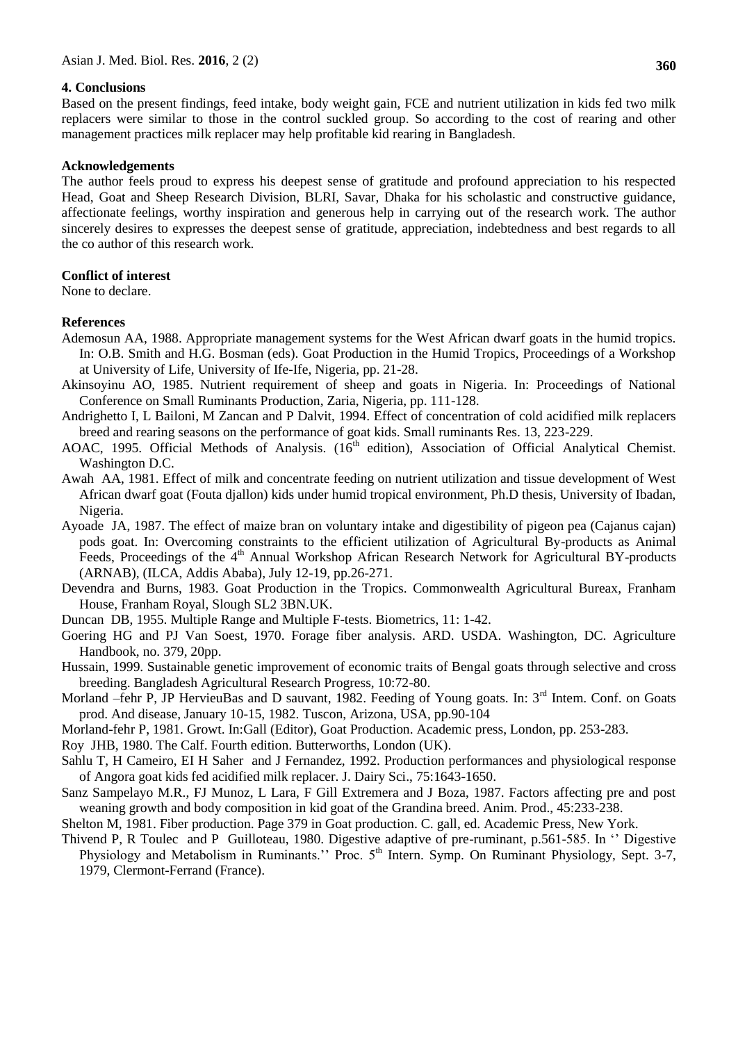## 4. Conclusions

Based on the present findings, feed intake, body weight gain, FCE and nutrient utilization in kids fed two milk replacers were similar to those in the control suckled group. So according to the cost of rearing and other management practices milk replacer may help profitable kid rearing in Bangladesh.

## Acknowledgements

The author feels proud to express his deepest sense of gratitude and profound appreciation to his respected Head, Goat and Sheep Research Division, BLRI, Savar, Dhaka for his scholastic and constructive guidance, affectionate feelings, worthy inspiration and generous help in carrying out of the research work. The author sincerely desires to expresses the deepest sense of gratitude, appreciation, indebtedness and best regards to all the co author of this research work.

## Conflict of interest

None to declare.

## References

Ademosun AA, 1988. Appropriate management systems for the West African dwarf goats in the humid tropics. In: O.B. Smith and H.G. Bosman (eds). Goat Production in the Humid Tropics, Proceedings of a Workshop at University of Life, University of Ife-Ife, Nigeria, pp. 21-28.

Akinsoyinu AO, 1985. Nutrient requirement of sheep and goats in Nigeria. In: Proceedings of National Conference on Small Ruminants Production, Zaria, Nigeria, pp. 111-128.

Andrighetto I, L Bailoni, M Zancan and P Dalvit, 1994. Effect of concentration of cold acidified milk replacers breed and rearing seasons on the performance of goat kids. Small ruminants Res. 13, 223-229.

AOAC, 1995. Official Methods of Analysis. (16th edition), Association of Official Analytical Chemist. Washington D.C.

Awah AA, 1981. Effect of milk and concentrate feeding on nutrient utilization and tissue development of West African dwarf goat (Fouta djallon) kids under humid tropical environment, Ph.D thesis, University of Ibadan, Nigeria.

Ayoade JA, 1987. The effect of maize bran on voluntary intake and digestibility of pigeon pea (Cajanus cajan) pods goat. In: Overcoming constraints to the efficient utilization of Agricultural By-products as Animal Feeds, Proceedings of the 4th Annual Workshop African Research Network for Agricultural BY-products (ARNAB), (ILCA, Addis Ababa), July 12-19, pp.26-271.

Devendra and Burns, 1983. Goat Production in the Tropics. Commonwealth Agricultural Bureax, Franham House, Franham Royal, Slough SL2 3BN.UK.

Duncan DB, 1955. Multiple Range and Multiple F-tests. Biometrics, 11: 1-42.

Goering HG and PJ Van Soest, 1970. Forage fiber analysis. ARD. USDA. Washington, DC. Agriculture Handbook, no. 379, 20pp.

Hussain, 1999. Sustainable genetic improvement of economic traits of Bengal goats through selective and cross breeding. Bangladesh Agricultural Research Progress, 10:72-80.

Morland –fehr P, JP HervieuBas and D sauvant, 1982. Feeding of Young goats. In: 3rd Intem. Conf. on Goats prod. And disease, January 10-15, 1982. Tuscon, Arizona, USA, pp.90-104

Morland-fehr P, 1981. Growt. In:Gall (Editor), Goat Production. Academic press, London, pp. 253-283.

Roy JHB, 1980. The Calf. Fourth edition. Butterworths, London (UK).

Sahlu T, H Cameiro, EI H Saher and J Fernandez, 1992. Production performances and physiological response of Angora goat kids fed acidified milk replacer. J. Dairy Sci., 75:1643-1650.

Sanz Sampelayo M.R., FJ Munoz, L Lara, F Gill Extremera and J Boza, 1987. Factors affecting pre and post weaning growth and body composition in kid goat of the Grandina breed. Anim. Prod., 45:233-238.

Shelton M, 1981. Fiber production. Page 379 in Goat production. C. gall, ed. Academic Press, New York.

Thivend P, R Toulec and P Guilloteau, 1980. Digestive adaptive of pre-ruminant, p.561-585. In '' Digestive Physiology and Metabolism in Ruminants.'' Proc. 5th Intern. Symp. On Ruminant Physiology, Sept. 3-7, 1979, Clermont-Ferrand (France).